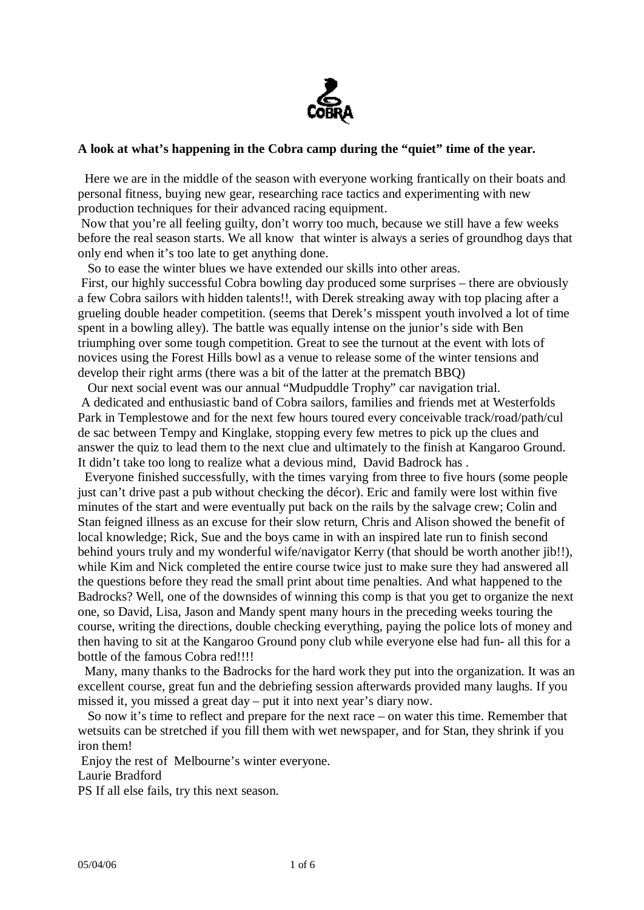**A look at what's happening in the Cobra camp during the "quiet" time of the year.**

Here we are in the middle of the season with everyone working frantically on their boats and personal fitness, buying new gear, researching race tactics and experimenting with new production techniques for their advanced racing equipment.

Now that you're all feeling guilty, don't worry too much, because we still have a few weeks before the real season starts. We all know that winter is always a series of groundhog days that only end when it's too late to get anything done.

So to ease the winter blues we have extended our skills into other areas.

First, our highly successful Cobra bowling day produced some surprises – there are obviously a few Cobra sailors with hidden talents!!, with Derek streaking away with top placing after a grueling double header competition. (seems that Derek's misspent youth involved a lot of time spent in a bowling alley). The battle was equally intense on the junior's side with Ben triumphing over some tough competition. Great to see the turnout at the event with lots of novices using the Forest Hills bowl as a venue to release some of the winter tensions and develop their right arms (there was a bit of the latter at the prematch BBQ)

Our next social event was our annual "Mudpuddle Trophy" car navigation trial.

A dedicated and enthusiastic band of Cobra sailors, families and friends met at Westerfolds Park in Templestowe and for the next few hours toured every conceivable track/road/path/cul de sac between Tempy and Kinglake, stopping every few metres to pick up the clues and answer the quiz to lead them to the next clue and ultimately to the finish at Kangaroo Ground. It didn't take too long to realize what a devious mind, David Badrock has .

Everyone finished successfully, with the times varying from three to five hours (some people just can't drive past a pub without checking the décor). Eric and family were lost within five minutes of the start and were eventually put back on the rails by the salvage crew; Colin and Stan feigned illness as an excuse for their slow return, Chris and Alison showed the benefit of local knowledge; Rick, Sue and the boys came in with an inspired late run to finish second behind yours truly and my wonderful wife/navigator Kerry (that should be worth another jib!!), while Kim and Nick completed the entire course twice just to make sure they had answered all the questions before they read the small print about time penalties. And what happened to the Badrocks? Well, one of the downsides of winning this comp is that you get to organize the next one, so David, Lisa, Jason and Mandy spent many hours in the preceding weeks touring the course, writing the directions, double checking everything, paying the police lots of money and then having to sit at the Kangaroo Ground pony club while everyone else had fun- all this for a bottle of the famous Cobra red!!!!

Many, many thanks to the Badrocks for the hard work they put into the organization. It was an excellent course, great fun and the debriefing session afterwards provided many laughs. If you missed it, you missed a great day – put it into next year's diary now.

So now it's time to reflect and prepare for the next race – on water this time. Remember that wetsuits can be stretched if you fill them with wet newspaper, and for Stan, they shrink if you iron them!

Enjoy the rest of Melbourne's winter everyone.

Laurie Bradford

PS If all else fails, try this next season.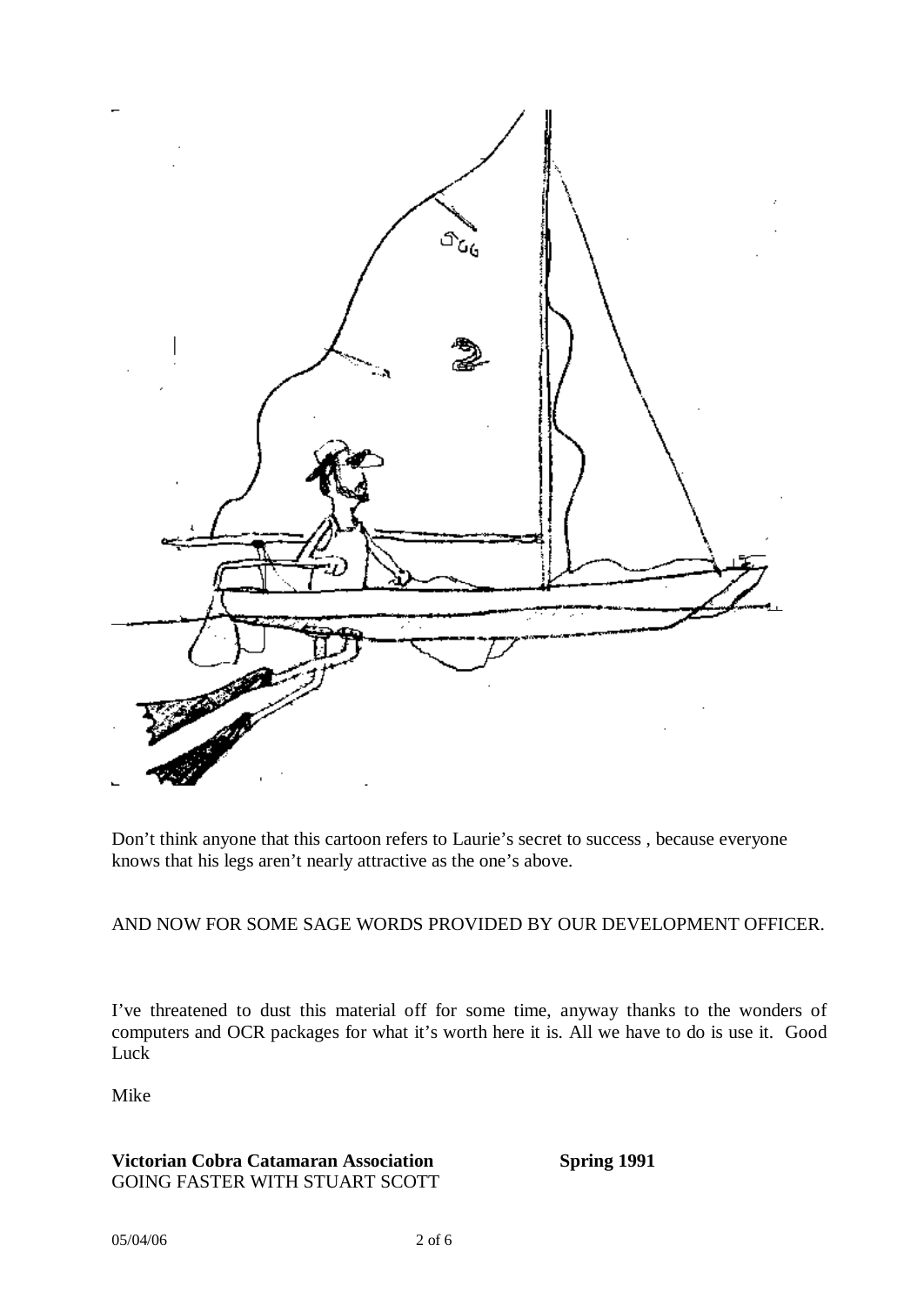Don't think anyone that this cartoon refers to Laurie's secret to success , because everyone knows that his legs aren't nearly attractive as the one's above.

AND NOW FOR SOME SAGE WORDS PROVIDED BY OUR DEVELOPMENT OFFICER.

I've threatened to dust this material off for some time, anyway thanks to the wonders of computers and OCR packages for what it's worth here it is. All we have to do is use it. Good Luck

Mike

**Victorian Cobra Catamaran Association** **Spring 1991**
GOING FASTER WITH STUART SCOTT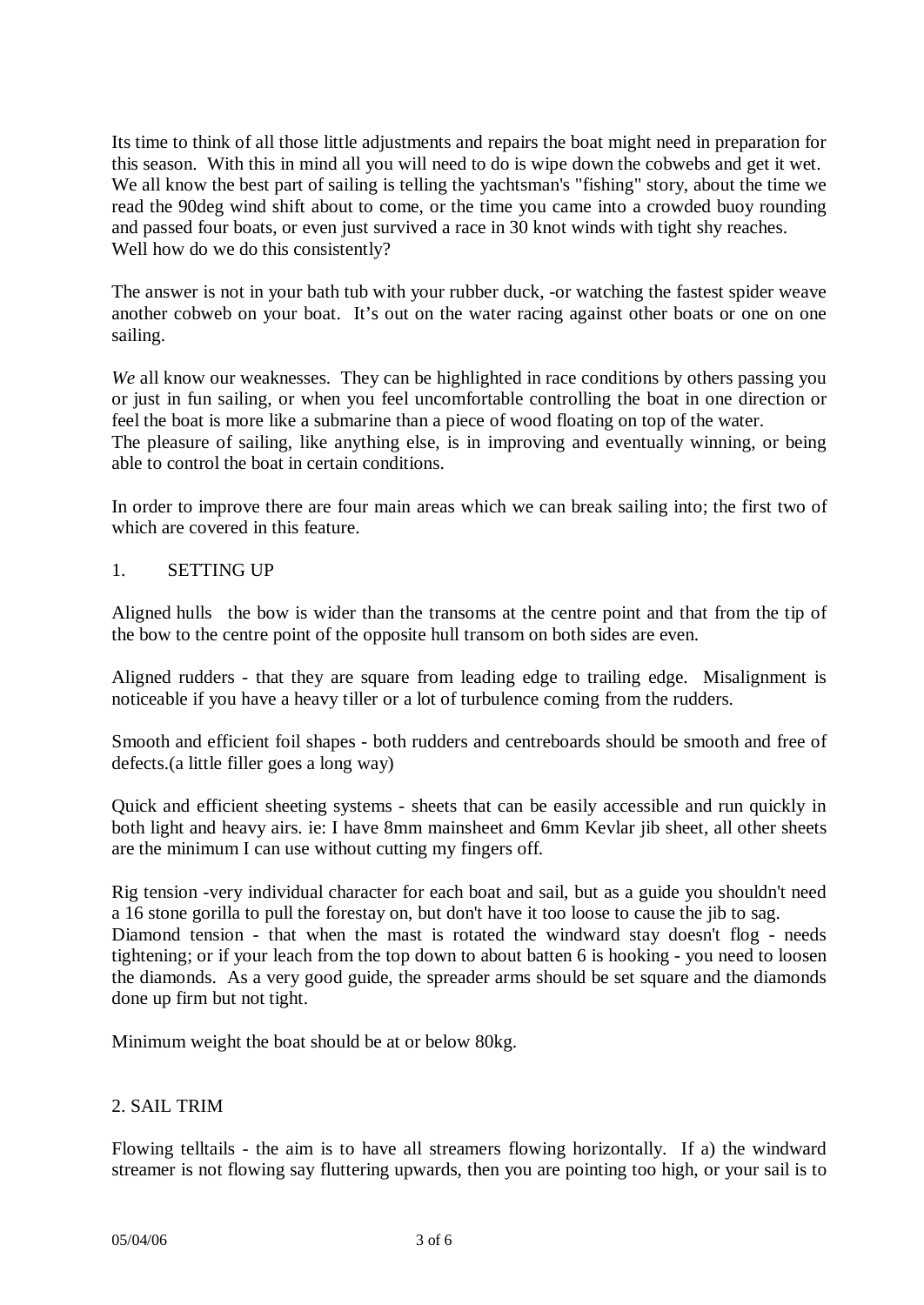Its time to think of all those little adjustments and repairs the boat might need in preparation for this season. With this in mind all you will need to do is wipe down the cobwebs and get it wet. We all know the best part of sailing is telling the yachtsman's "fishing" story, about the time we read the 90deg wind shift about to come, or the time you came into a crowded buoy rounding and passed four boats, or even just survived a race in 30 knot winds with tight shy reaches. Well how do we do this consistently?

The answer is not in your bath tub with your rubber duck, -or watching the fastest spider weave another cobweb on your boat. It's out on the water racing against other boats or one on one sailing.

*We* all know our weaknesses. They can be highlighted in race conditions by others passing you or just in fun sailing, or when you feel uncomfortable controlling the boat in one direction or feel the boat is more like a submarine than a piece of wood floating on top of the water.
The pleasure of sailing, like anything else, is in improving and eventually winning, or being able to control the boat in certain conditions.

In order to improve there are four main areas which we can break sailing into; the first two of which are covered in this feature.

1. SETTING UP

Aligned hulls the bow is wider than the transoms at the centre point and that from the tip of the bow to the centre point of the opposite hull transom on both sides are even.

Aligned rudders - that they are square from leading edge to trailing edge. Misalignment is noticeable if you have a heavy tiller or a lot of turbulence coming from the rudders.

Smooth and efficient foil shapes - both rudders and centreboards should be smooth and free of defects.(a little filler goes a long way)

Quick and efficient sheeting systems - sheets that can be easily accessible and run quickly in both light and heavy airs. ie: I have 8mm mainsheet and 6mm Kevlar jib sheet, all other sheets are the minimum I can use without cutting my fingers off.

Rig tension -very individual character for each boat and sail, but as a guide you shouldn't need a 16 stone gorilla to pull the forestay on, but don't have it too loose to cause the jib to sag.
Diamond tension - that when the mast is rotated the windward stay doesn't flog - needs tightening; or if your leach from the top down to about batten 6 is hooking - you need to loosen the diamonds. As a very good guide, the spreader arms should be set square and the diamonds done up firm but not tight.

Minimum weight the boat should be at or below 80kg.

2. SAIL TRIM

Flowing telltails - the aim is to have all streamers flowing horizontally. If a) the windward streamer is not flowing say fluttering upwards, then you are pointing too high, or your sail is to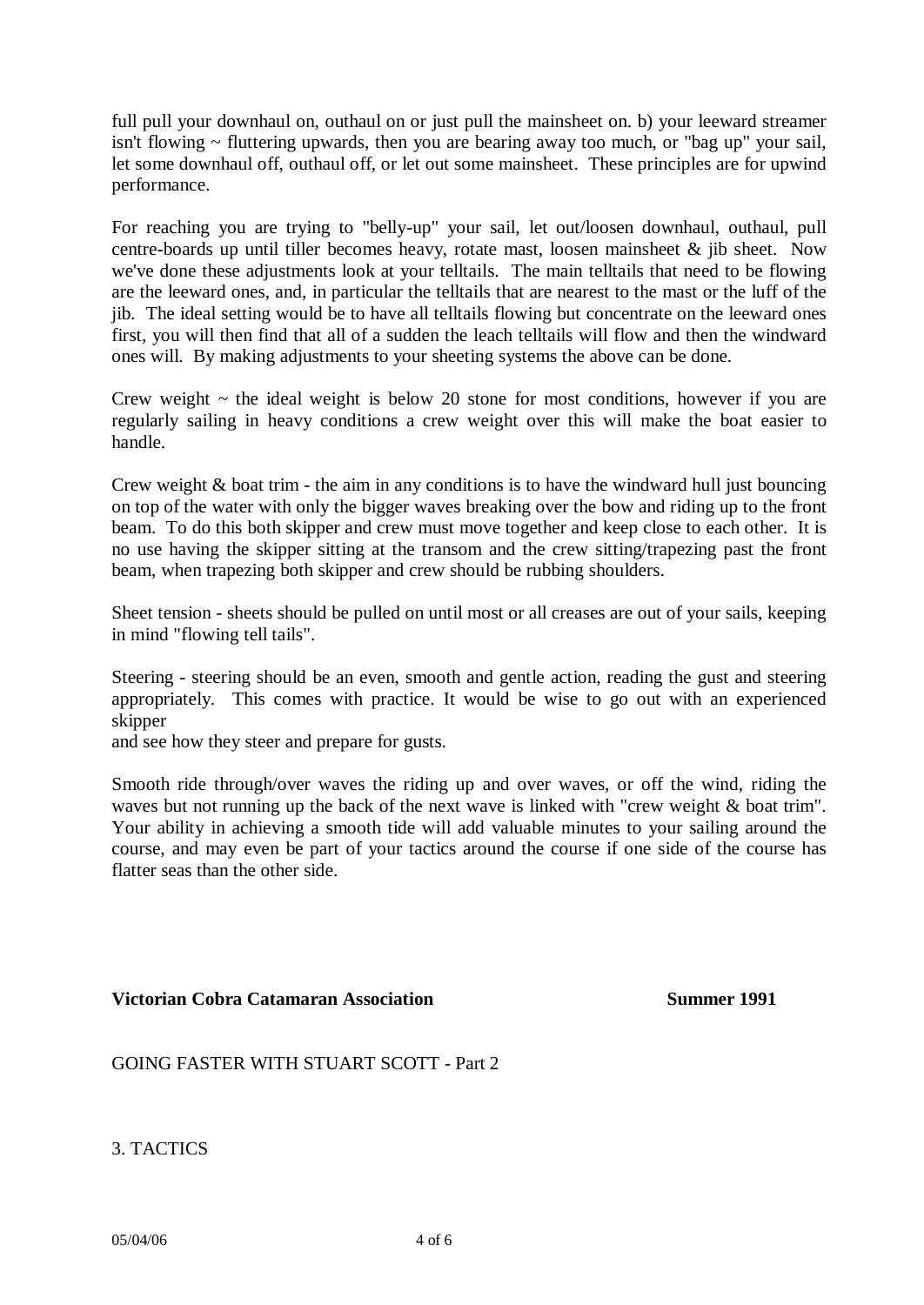full pull your downhaul on, outhaul on or just pull the mainsheet on. b) your leeward streamer isn't flowing ~ fluttering upwards, then you are bearing away too much, or "bag up" your sail, let some downhaul off, outhaul off, or let out some mainsheet. These principles are for upwind performance.

For reaching you are trying to "belly-up" your sail, let out/loosen downhaul, outhaul, pull centre-boards up until tiller becomes heavy, rotate mast, loosen mainsheet & jib sheet. Now we've done these adjustments look at your telltails. The main telltails that need to be flowing are the leeward ones, and, in particular the telltails that are nearest to the mast or the luff of the jib. The ideal setting would be to have all telltails flowing but concentrate on the leeward ones first, you will then find that all of a sudden the leach telltails will flow and then the windward ones will. By making adjustments to your sheeting systems the above can be done.

Crew weight ~ the ideal weight is below 20 stone for most conditions, however if you are regularly sailing in heavy conditions a crew weight over this will make the boat easier to handle.

Crew weight & boat trim - the aim in any conditions is to have the windward hull just bouncing on top of the water with only the bigger waves breaking over the bow and riding up to the front beam. To do this both skipper and crew must move together and keep close to each other. It is no use having the skipper sitting at the transom and the crew sitting/trapezing past the front beam, when trapezing both skipper and crew should be rubbing shoulders.

Sheet tension - sheets should be pulled on until most or all creases are out of your sails, keeping in mind "flowing tell tails".

Steering - steering should be an even, smooth and gentle action, reading the gust and steering appropriately. This comes with practice. It would be wise to go out with an experienced skipper
and see how they steer and prepare for gusts.

Smooth ride through/over waves the riding up and over waves, or off the wind, riding the waves but not running up the back of the next wave is linked with "crew weight & boat trim". Your ability in achieving a smooth tide will add valuable minutes to your sailing around the course, and may even be part of your tactics around the course if one side of the course has flatter seas than the other side.

**Victorian Cobra Catamaran Association** **Summer 1991**

GOING FASTER WITH STUART SCOTT - Part 2

3. TACTICS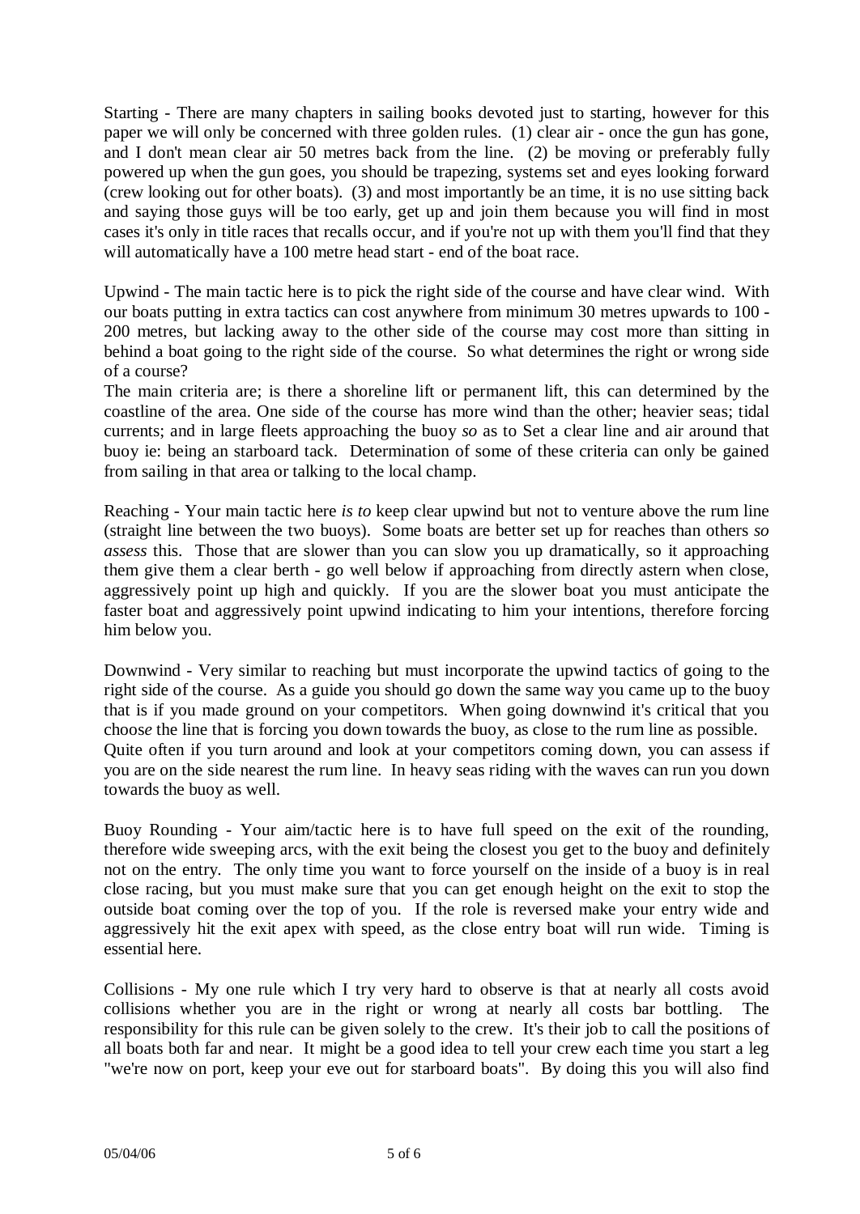Starting - There are many chapters in sailing books devoted just to starting, however for this paper we will only be concerned with three golden rules. (1) clear air - once the gun has gone, and I don't mean clear air 50 metres back from the line. (2) be moving or preferably fully powered up when the gun goes, you should be trapezing, systems set and eyes looking forward (crew looking out for other boats). (3) and most importantly be an time, it is no use sitting back and saying those guys will be too early, get up and join them because you will find in most cases it's only in title races that recalls occur, and if you're not up with them you'll find that they will automatically have a 100 metre head start - end of the boat race.

Upwind - The main tactic here is to pick the right side of the course and have clear wind. With our boats putting in extra tactics can cost anywhere from minimum 30 metres upwards to 100 - 200 metres, but lacking away to the other side of the course may cost more than sitting in behind a boat going to the right side of the course. So what determines the right or wrong side of a course?

The main criteria are; is there a shoreline lift or permanent lift, this can determined by the coastline of the area. One side of the course has more wind than the other; heavier seas; tidal currents; and in large fleets approaching the buoy *so* as to Set a clear line and air around that buoy ie: being an starboard tack. Determination of some of these criteria can only be gained from sailing in that area or talking to the local champ.

Reaching - Your main tactic here *is to* keep clear upwind but not to venture above the rum line (straight line between the two buoys). Some boats are better set up for reaches than others *so assess* this. Those that are slower than you can slow you up dramatically, so it approaching them give them a clear berth - go well below if approaching from directly astern when close, aggressively point up high and quickly. If you are the slower boat you must anticipate the faster boat and aggressively point upwind indicating to him your intentions, therefore forcing him below you.

Downwind - Very similar to reaching but must incorporate the upwind tactics of going to the right side of the course. As a guide you should go down the same way you came up to the buoy that is if you made ground on your competitors. When going downwind it's critical that you choos*e* the line that is forcing you down towards the buoy, as close to the rum line as possible. Quite often if you turn around and look at your competitors coming down, you can assess if you are on the side nearest the rum line. In heavy seas riding with the waves can run you down towards the buoy as well.

Buoy Rounding - Your aim/tactic here is to have full speed on the exit of the rounding, therefore wide sweeping arcs, with the exit being the closest you get to the buoy and definitely not on the entry. The only time you want to force yourself on the inside of a buoy is in real close racing, but you must make sure that you can get enough height on the exit to stop the outside boat coming over the top of you. If the role is reversed make your entry wide and aggressively hit the exit apex with speed, as the close entry boat will run wide. Timing is essential here.

Collisions - My one rule which I try very hard to observe is that at nearly all costs avoid collisions whether you are in the right or wrong at nearly all costs bar bottling. The responsibility for this rule can be given solely to the crew. It's their job to call the positions of all boats both far and near. It might be a good idea to tell your crew each time you start a leg "we're now on port, keep your eve out for starboard boats". By doing this you will also find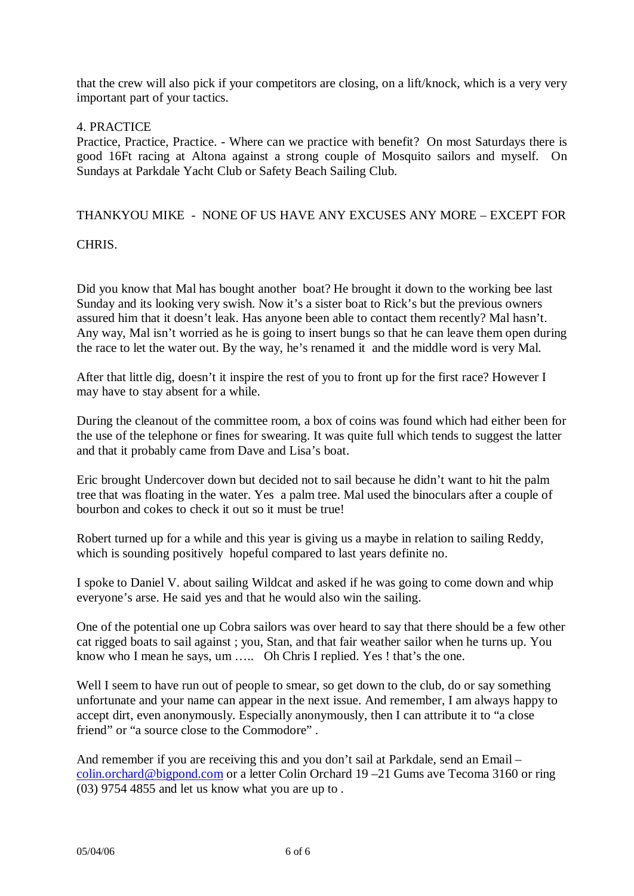that the crew will also pick if your competitors are closing, on a lift/knock, which is a very very important part of your tactics.

4. PRACTICE

Practice, Practice, Practice. - Where can we practice with benefit? On most Saturdays there is good 16Ft racing at Altona against a strong couple of Mosquito sailors and myself. On Sundays at Parkdale Yacht Club or Safety Beach Sailing Club.

THANKYOU MIKE - NONE OF US HAVE ANY EXCUSES ANY MORE – EXCEPT FOR

CHRIS.

Did you know that Mal has bought another boat? He brought it down to the working bee last Sunday and its looking very swish. Now it's a sister boat to Rick's but the previous owners assured him that it doesn't leak. Has anyone been able to contact them recently? Mal hasn't. Any way, Mal isn't worried as he is going to insert bungs so that he can leave them open during the race to let the water out. By the way, he's renamed it and the middle word is very Mal.

After that little dig, doesn't it inspire the rest of you to front up for the first race? However I may have to stay absent for a while.

During the cleanout of the committee room, a box of coins was found which had either been for the use of the telephone or fines for swearing. It was quite full which tends to suggest the latter and that it probably came from Dave and Lisa's boat.

Eric brought Undercover down but decided not to sail because he didn't want to hit the palm tree that was floating in the water. Yes a palm tree. Mal used the binoculars after a couple of bourbon and cokes to check it out so it must be true!

Robert turned up for a while and this year is giving us a maybe in relation to sailing Reddy, which is sounding positively hopeful compared to last years definite no.

I spoke to Daniel V. about sailing Wildcat and asked if he was going to come down and whip everyone's arse. He said yes and that he would also win the sailing.

One of the potential one up Cobra sailors was over heard to say that there should be a few other cat rigged boats to sail against ; you, Stan, and that fair weather sailor when he turns up. You know who I mean he says, um ….. Oh Chris I replied. Yes ! that's the one.

Well I seem to have run out of people to smear, so get down to the club, do or say something unfortunate and your name can appear in the next issue. And remember, I am always happy to accept dirt, even anonymously. Especially anonymously, then I can attribute it to "a close friend" or "a source close to the Commodore" .

And remember if you are receiving this and you don't sail at Parkdale, send an Email – [colin.orchard@bigpond.com](mailto:colin.orchard@bigpond.com) or a letter Colin Orchard 19 –21 Gums ave Tecoma 3160 or ring (03) 9754 4855 and let us know what you are up to .

05/04/06